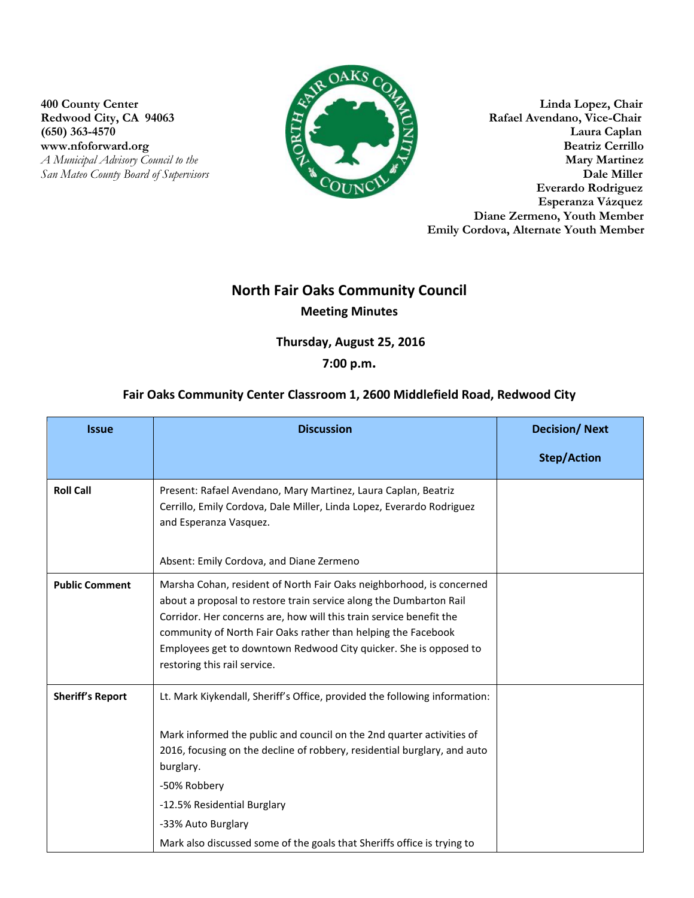400 County Center
Redwood City, CA 94063
(650) 363-4570
www.nfoforward.org
*A Municipal Advisory Council to the San Mateo County Board of Supervisors*

**Linda Lopez, Chair**
**Rafael Avendano, Vice-Chair**
**Laura Caplan**
**Beatriz Cerrillo**
**Mary Martinez**
**Dale Miller**
**Everardo Rodriguez**
**Esperanza Vázquez**
**Diane Zermeno, Youth Member**
**Emily Cordova, Alternate Youth Member**

# North Fair Oaks Community Council

## Meeting Minutes

### Thursday, August 25, 2016

### 7:00 p.m.

### Fair Oaks Community Center Classroom 1, 2600 Middlefield Road, Redwood City

| Issue | Discussion | Decision/ Next Step/Action |
|---|---|---|
| **Roll Call** | Present: Rafael Avendano, Mary Martinez, Laura Caplan, Beatriz Cerrillo, Emily Cordova, Dale Miller, Linda Lopez, Everardo Rodriguez and Esperanza Vasquez.<br><br>Absent: Emily Cordova, and Diane Zermeno | |
| **Public Comment** | Marsha Cohan, resident of North Fair Oaks neighborhood, is concerned about a proposal to restore train service along the Dumbarton Rail Corridor. Her concerns are, how will this train service benefit the community of North Fair Oaks rather than helping the Facebook Employees get to downtown Redwood City quicker. She is opposed to restoring this rail service. | |
| **Sheriff's Report** | Lt. Mark Kiykendall, Sheriff's Office, provided the following information:<br><br>Mark informed the public and council on the 2nd quarter activities of 2016, focusing on the decline of robbery, residential burglary, and auto burglary.<br>-50% Robbery<br>-12.5% Residential Burglary<br>-33% Auto Burglary<br>Mark also discussed some of the goals that Sheriffs office is trying to | |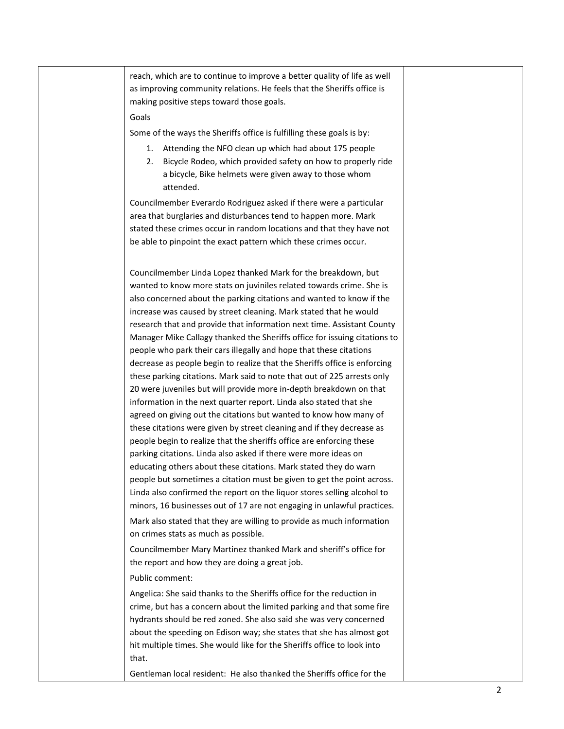reach, which are to continue to improve a better quality of life as well as improving community relations. He feels that the Sheriffs office is making positive steps toward those goals.

Goals

Some of the ways the Sheriffs office is fulfilling these goals is by:

1. Attending the NFO clean up which had about 175 people
2. Bicycle Rodeo, which provided safety on how to properly ride a bicycle, Bike helmets were given away to those whom attended.

Councilmember Everardo Rodriguez asked if there were a particular area that burglaries and disturbances tend to happen more. Mark stated these crimes occur in random locations and that they have not be able to pinpoint the exact pattern which these crimes occur.

Councilmember Linda Lopez thanked Mark for the breakdown, but wanted to know more stats on juviniles related towards crime. She is also concerned about the parking citations and wanted to know if the increase was caused by street cleaning. Mark stated that he would research that and provide that information next time. Assistant County Manager Mike Callagy thanked the Sheriffs office for issuing citations to people who park their cars illegally and hope that these citations decrease as people begin to realize that the Sheriffs office is enforcing these parking citations. Mark said to note that out of 225 arrests only 20 were juveniles but will provide more in-depth breakdown on that information in the next quarter report. Linda also stated that she agreed on giving out the citations but wanted to know how many of these citations were given by street cleaning and if they decrease as people begin to realize that the sheriffs office are enforcing these parking citations. Linda also asked if there were more ideas on educating others about these citations. Mark stated they do warn people but sometimes a citation must be given to get the point across. Linda also confirmed the report on the liquor stores selling alcohol to minors, 16 businesses out of 17 are not engaging in unlawful practices.

Mark also stated that they are willing to provide as much information on crimes stats as much as possible.

Councilmember Mary Martinez thanked Mark and sheriff's office for the report and how they are doing a great job.

Public comment:

Angelica: She said thanks to the Sheriffs office for the reduction in crime, but has a concern about the limited parking and that some fire hydrants should be red zoned. She also said she was very concerned about the speeding on Edison way; she states that she has almost got hit multiple times. She would like for the Sheriffs office to look into that.

Gentleman local resident: He also thanked the Sheriffs office for the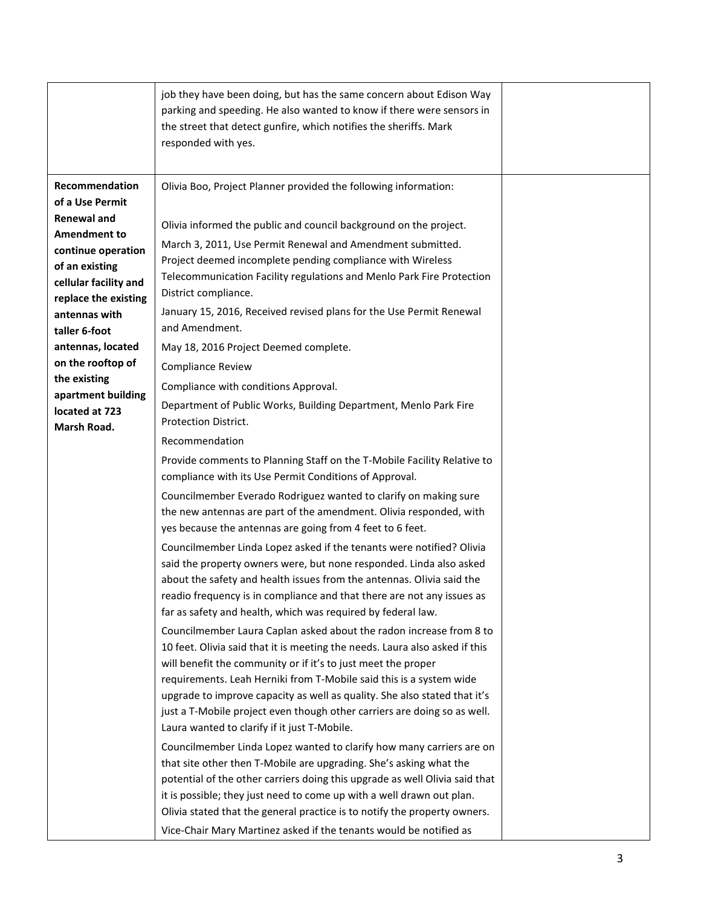| | | |
|---|---|---|
| | job they have been doing, but has the same concern about Edison Way parking and speeding. He also wanted to know if there were sensors in the street that detect gunfire, which notifies the sheriffs. Mark responded with yes. | |
| **Recommendation of a Use Permit Renewal and Amendment to continue operation of an existing cellular facility and replace the existing antennas with taller 6-foot antennas, located on the rooftop of the existing apartment building located at 723 Marsh Road.** | Olivia Boo, Project Planner provided the following information:<br><br>Olivia informed the public and council background on the project.<br>March 3, 2011, Use Permit Renewal and Amendment submitted. Project deemed incomplete pending compliance with Wireless Telecommunication Facility regulations and Menlo Park Fire Protection District compliance.<br>January 15, 2016, Received revised plans for the Use Permit Renewal and Amendment.<br>May 18, 2016 Project Deemed complete.<br>Compliance Review<br>Compliance with conditions Approval.<br>Department of Public Works, Building Department, Menlo Park Fire Protection District.<br>Recommendation<br>Provide comments to Planning Staff on the T-Mobile Facility Relative to compliance with its Use Permit Conditions of Approval.<br>Councilmember Everado Rodriguez wanted to clarify on making sure the new antennas are part of the amendment. Olivia responded, with yes because the antennas are going from 4 feet to 6 feet.<br>Councilmember Linda Lopez asked if the tenants were notified? Olivia said the property owners were, but none responded. Linda also asked about the safety and health issues from the antennas. Olivia said the readio frequency is in compliance and that there are not any issues as far as safety and health, which was required by federal law.<br>Councilmember Laura Caplan asked about the radon increase from 8 to 10 feet. Olivia said that it is meeting the needs. Laura also asked if this will benefit the community or if it's to just meet the proper requirements. Leah Herniki from T-Mobile said this is a system wide upgrade to improve capacity as well as quality. She also stated that it's just a T-Mobile project even though other carriers are doing so as well. Laura wanted to clarify if it just T-Mobile.<br>Councilmember Linda Lopez wanted to clarify how many carriers are on that site other then T-Mobile are upgrading. She's asking what the potential of the other carriers doing this upgrade as well Olivia said that it is possible; they just need to come up with a well drawn out plan. Olivia stated that the general practice is to notify the property owners.<br>Vice-Chair Mary Martinez asked if the tenants would be notified as | |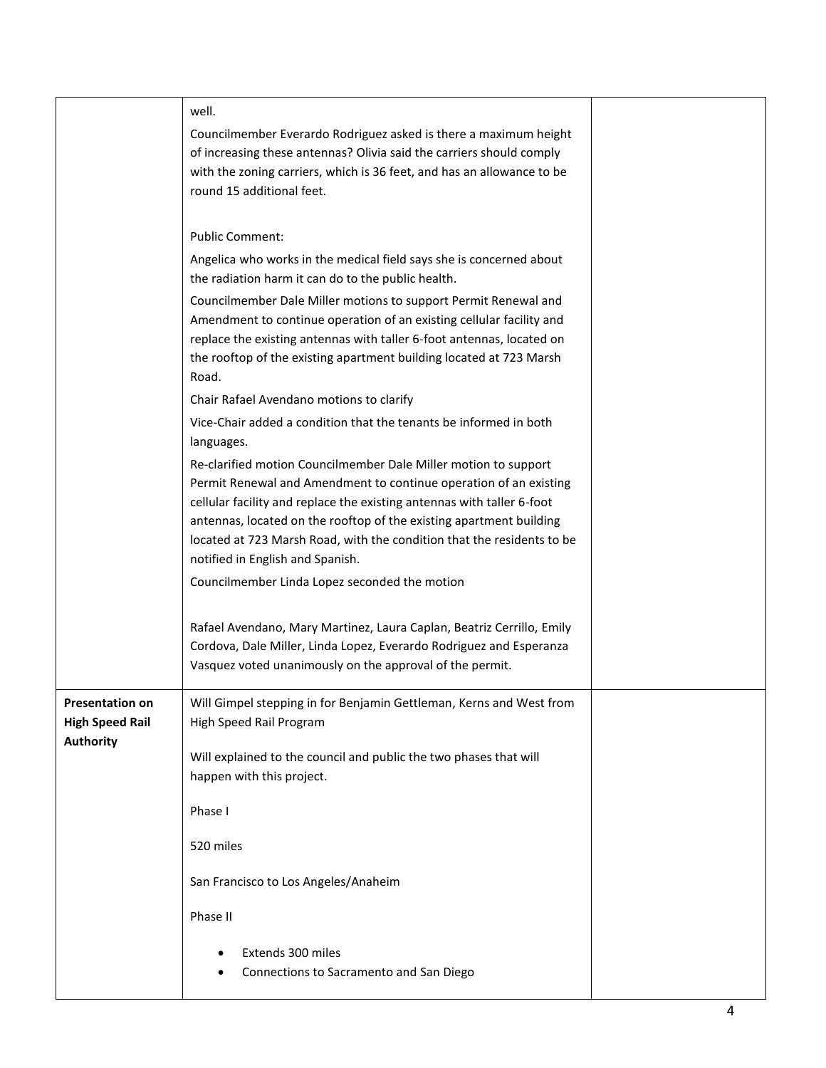| | | |
|---|---|---|
| | well.<br><br>Councilmember Everardo Rodriguez asked is there a maximum height of increasing these antennas? Olivia said the carriers should comply with the zoning carriers, which is 36 feet, and has an allowance to be round 15 additional feet.<br><br>Public Comment:<br><br>Angelica who works in the medical field says she is concerned about the radiation harm it can do to the public health.<br><br>Councilmember Dale Miller motions to support Permit Renewal and Amendment to continue operation of an existing cellular facility and replace the existing antennas with taller 6-foot antennas, located on the rooftop of the existing apartment building located at 723 Marsh Road.<br><br>Chair Rafael Avendano motions to clarify<br><br>Vice-Chair added a condition that the tenants be informed in both languages.<br><br>Re-clarified motion Councilmember Dale Miller motion to support Permit Renewal and Amendment to continue operation of an existing cellular facility and replace the existing antennas with taller 6-foot antennas, located on the rooftop of the existing apartment building located at 723 Marsh Road, with the condition that the residents to be notified in English and Spanish.<br><br>Councilmember Linda Lopez seconded the motion<br><br>Rafael Avendano, Mary Martinez, Laura Caplan, Beatriz Cerrillo, Emily Cordova, Dale Miller, Linda Lopez, Everardo Rodriguez and Esperanza Vasquez voted unanimously on the approval of the permit. | |
| **Presentation on High Speed Rail Authority** | Will Gimpel stepping in for Benjamin Gettleman, Kerns and West from High Speed Rail Program<br><br>Will explained to the council and public the two phases that will happen with this project.<br><br>Phase I<br><br>520 miles<br><br>San Francisco to Los Angeles/Anaheim<br><br>Phase II<br><br>• Extends 300 miles<br>• Connections to Sacramento and San Diego | |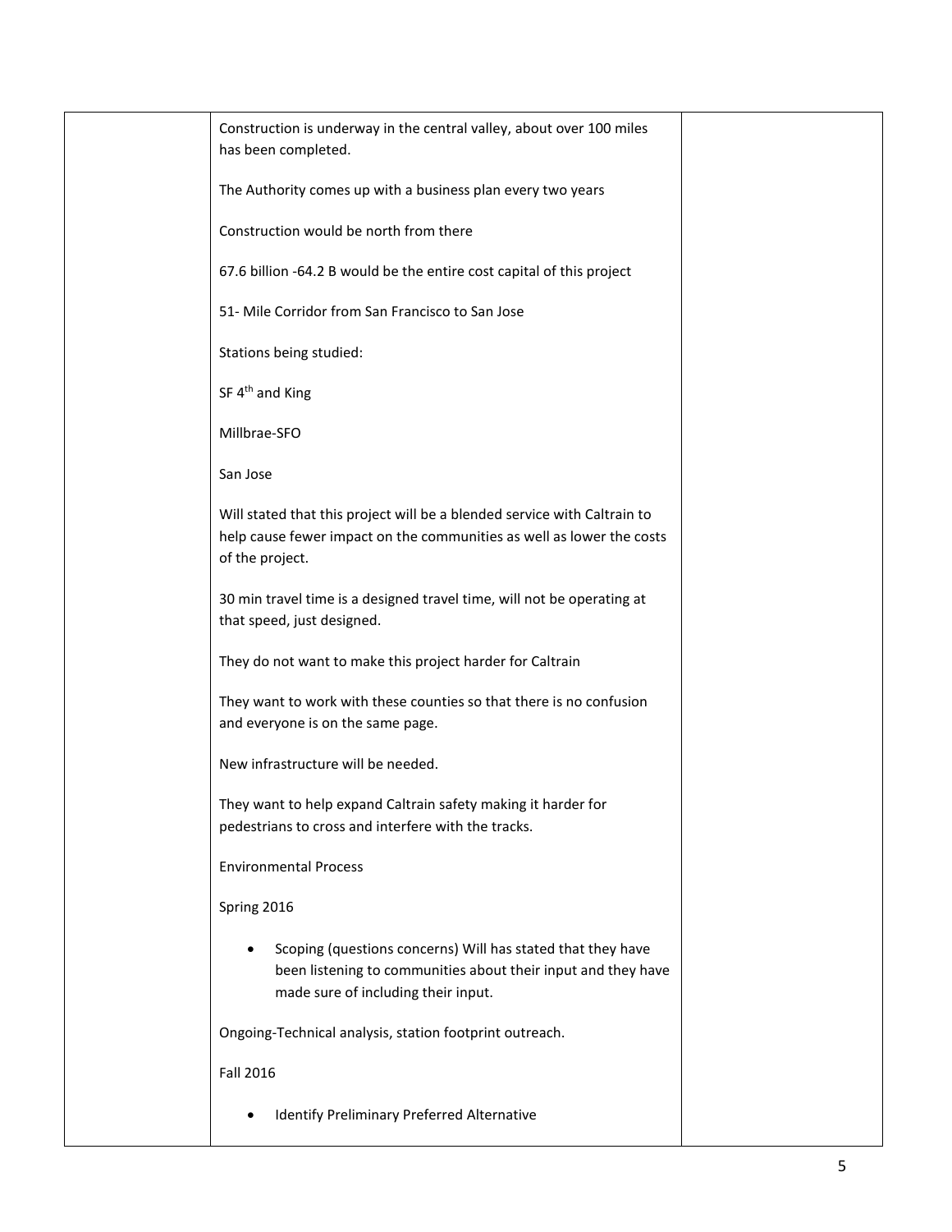| | | |
|---|---|---|
| | Construction is underway in the central valley, about over 100 miles has been completed.<br><br>The Authority comes up with a business plan every two years<br><br>Construction would be north from there<br><br>67.6 billion -64.2 B would be the entire cost capital of this project<br><br>51- Mile Corridor from San Francisco to San Jose<br><br>Stations being studied:<br><br>SF 4th and King<br><br>Millbrae-SFO<br><br>San Jose<br><br>Will stated that this project will be a blended service with Caltrain to help cause fewer impact on the communities as well as lower the costs of the project.<br><br>30 min travel time is a designed travel time, will not be operating at that speed, just designed.<br><br>They do not want to make this project harder for Caltrain<br><br>They want to work with these counties so that there is no confusion and everyone is on the same page.<br><br>New infrastructure will be needed.<br><br>They want to help expand Caltrain safety making it harder for pedestrians to cross and interfere with the tracks.<br><br>Environmental Process<br><br>Spring 2016<br><br>• Scoping (questions concerns) Will has stated that they have been listening to communities about their input and they have made sure of including their input.<br><br>Ongoing-Technical analysis, station footprint outreach.<br><br>Fall 2016<br><br>• Identify Preliminary Preferred Alternative | |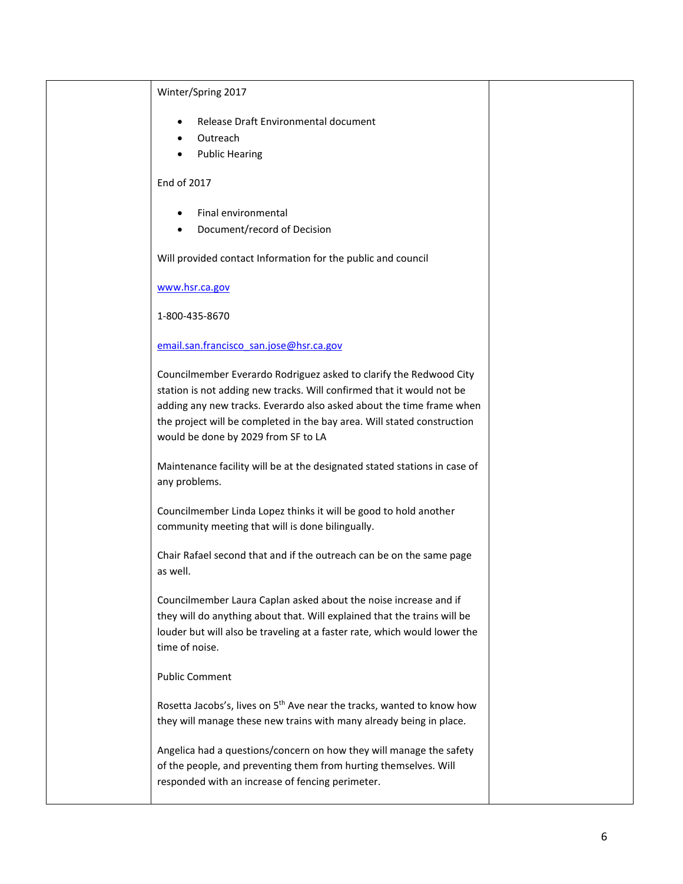| | | |
|---|---|---|
| | Winter/Spring 2017<br><br>• Release Draft Environmental document<br>• Outreach<br>• Public Hearing<br><br>End of 2017<br><br>• Final environmental<br>• Document/record of Decision<br><br>Will provided contact Information for the public and council<br><br>www.hsr.ca.gov<br><br>1-800-435-8670<br><br>email.san.francisco_san.jose@hsr.ca.gov<br><br>Councilmember Everardo Rodriguez asked to clarify the Redwood City station is not adding new tracks. Will confirmed that it would not be adding any new tracks. Everardo also asked about the time frame when the project will be completed in the bay area. Will stated construction would be done by 2029 from SF to LA<br><br>Maintenance facility will be at the designated stated stations in case of any problems.<br><br>Councilmember Linda Lopez thinks it will be good to hold another community meeting that will is done bilingually.<br><br>Chair Rafael second that and if the outreach can be on the same page as well.<br><br>Councilmember Laura Caplan asked about the noise increase and if they will do anything about that. Will explained that the trains will be louder but will also be traveling at a faster rate, which would lower the time of noise.<br><br>Public Comment<br><br>Rosetta Jacobs's, lives on 5th Ave near the tracks, wanted to know how they will manage these new trains with many already being in place.<br><br>Angelica had a questions/concern on how they will manage the safety of the people, and preventing them from hurting themselves. Will responded with an increase of fencing perimeter. | |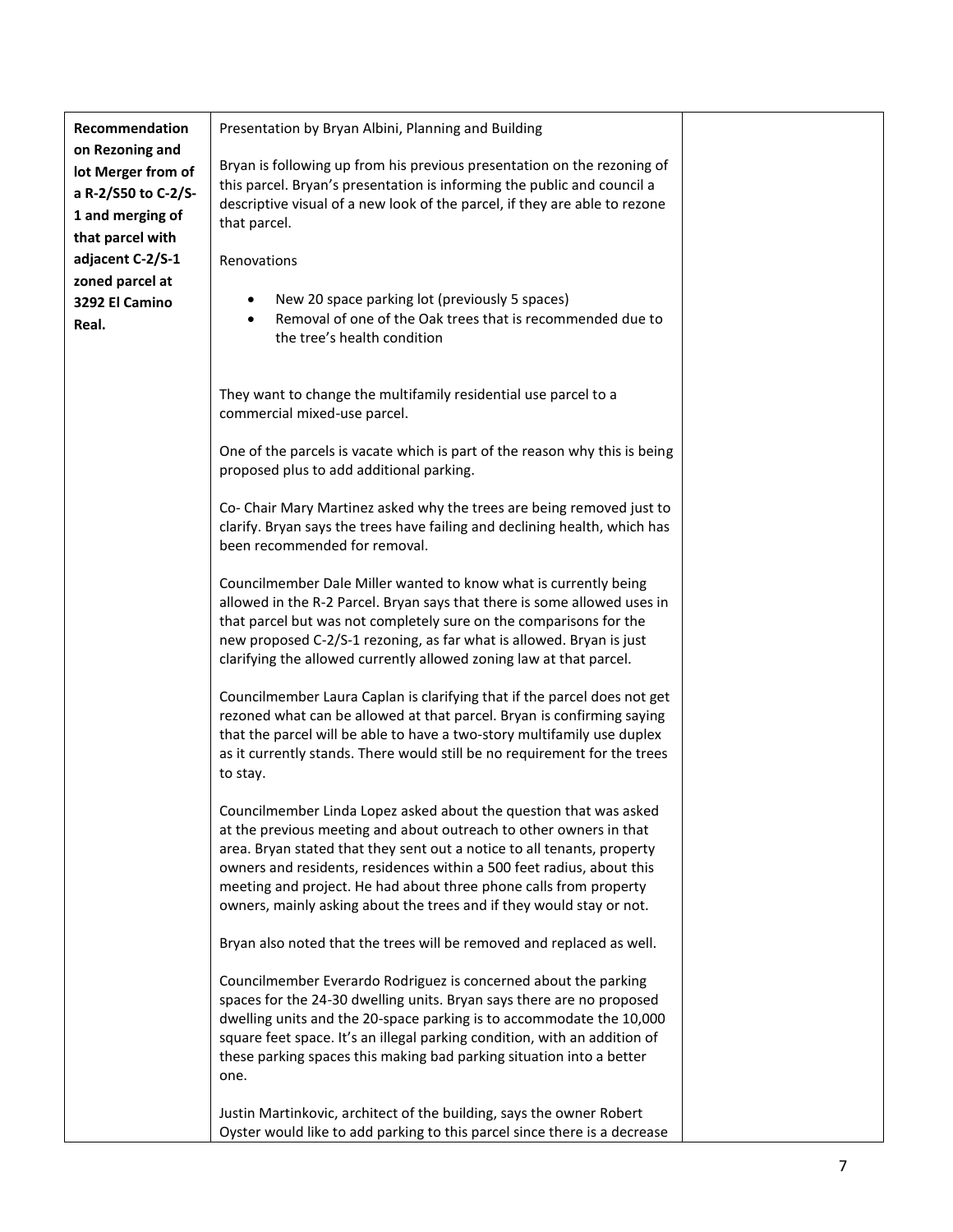| | | |
|---|---|---|
| **Recommendation on Rezoning and lot Merger from of a R-2/S50 to C-2/S-1 and merging of that parcel with adjacent C-2/S-1 zoned parcel at 3292 El Camino Real.** | Presentation by Bryan Albini, Planning and Building<br><br>Bryan is following up from his previous presentation on the rezoning of this parcel. Bryan's presentation is informing the public and council a descriptive visual of a new look of the parcel, if they are able to rezone that parcel.<br><br>Renovations<br><br>• New 20 space parking lot (previously 5 spaces)<br>• Removal of one of the Oak trees that is recommended due to the tree's health condition<br><br>They want to change the multifamily residential use parcel to a commercial mixed-use parcel.<br><br>One of the parcels is vacate which is part of the reason why this is being proposed plus to add additional parking.<br><br>Co- Chair Mary Martinez asked why the trees are being removed just to clarify. Bryan says the trees have failing and declining health, which has been recommended for removal.<br><br>Councilmember Dale Miller wanted to know what is currently being allowed in the R-2 Parcel. Bryan says that there is some allowed uses in that parcel but was not completely sure on the comparisons for the new proposed C-2/S-1 rezoning, as far what is allowed. Bryan is just clarifying the allowed currently allowed zoning law at that parcel.<br><br>Councilmember Laura Caplan is clarifying that if the parcel does not get rezoned what can be allowed at that parcel. Bryan is confirming saying that the parcel will be able to have a two-story multifamily use duplex as it currently stands. There would still be no requirement for the trees to stay.<br><br>Councilmember Linda Lopez asked about the question that was asked at the previous meeting and about outreach to other owners in that area. Bryan stated that they sent out a notice to all tenants, property owners and residents, residences within a 500 feet radius, about this meeting and project. He had about three phone calls from property owners, mainly asking about the trees and if they would stay or not.<br><br>Bryan also noted that the trees will be removed and replaced as well.<br><br>Councilmember Everardo Rodriguez is concerned about the parking spaces for the 24-30 dwelling units. Bryan says there are no proposed dwelling units and the 20-space parking is to accommodate the 10,000 square feet space. It's an illegal parking condition, with an addition of these parking spaces this making bad parking situation into a better one.<br><br>Justin Martinkovic, architect of the building, says the owner Robert Oyster would like to add parking to this parcel since there is a decrease | |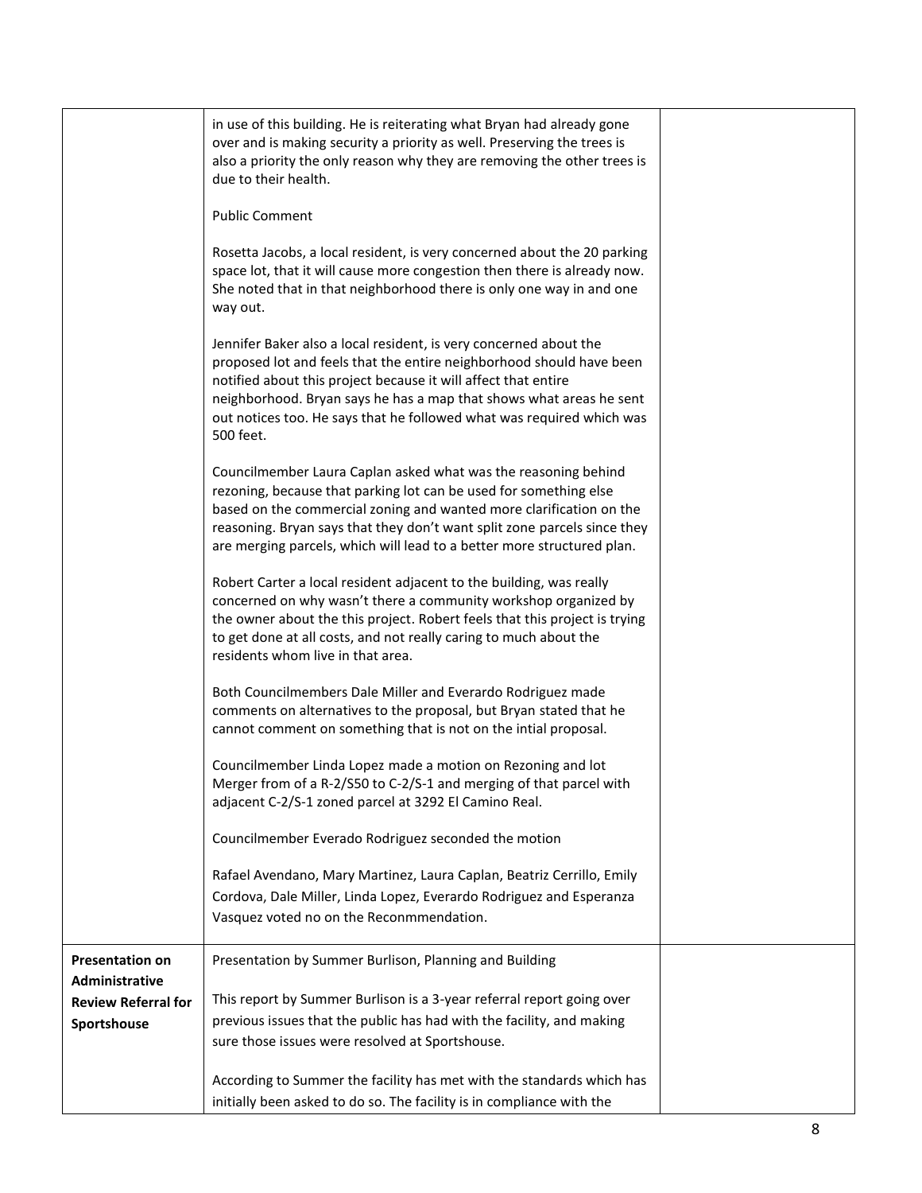| | | |
|---|---|---|
| | in use of this building. He is reiterating what Bryan had already gone over and is making security a priority as well. Preserving the trees is also a priority the only reason why they are removing the other trees is due to their health.<br><br>Public Comment<br><br>Rosetta Jacobs, a local resident, is very concerned about the 20 parking space lot, that it will cause more congestion then there is already now. She noted that in that neighborhood there is only one way in and one way out.<br><br>Jennifer Baker also a local resident, is very concerned about the proposed lot and feels that the entire neighborhood should have been notified about this project because it will affect that entire neighborhood. Bryan says he has a map that shows what areas he sent out notices too. He says that he followed what was required which was 500 feet.<br><br>Councilmember Laura Caplan asked what was the reasoning behind rezoning, because that parking lot can be used for something else based on the commercial zoning and wanted more clarification on the reasoning. Bryan says that they don't want split zone parcels since they are merging parcels, which will lead to a better more structured plan.<br><br>Robert Carter a local resident adjacent to the building, was really concerned on why wasn't there a community workshop organized by the owner about the this project. Robert feels that this project is trying to get done at all costs, and not really caring to much about the residents whom live in that area.<br><br>Both Councilmembers Dale Miller and Everardo Rodriguez made comments on alternatives to the proposal, but Bryan stated that he cannot comment on something that is not on the intial proposal.<br><br>Councilmember Linda Lopez made a motion on Rezoning and lot Merger from of a R-2/S50 to C-2/S-1 and merging of that parcel with adjacent C-2/S-1 zoned parcel at 3292 El Camino Real.<br><br>Councilmember Everado Rodriguez seconded the motion<br><br>Rafael Avendano, Mary Martinez, Laura Caplan, Beatriz Cerrillo, Emily Cordova, Dale Miller, Linda Lopez, Everardo Rodriguez and Esperanza Vasquez voted no on the Reconmmendation. | |
| **Presentation on Administrative Review Referral for Sportshouse** | Presentation by Summer Burlison, Planning and Building<br><br>This report by Summer Burlison is a 3-year referral report going over previous issues that the public has had with the facility, and making sure those issues were resolved at Sportshouse.<br><br>According to Summer the facility has met with the standards which has initially been asked to do so. The facility is in compliance with the | |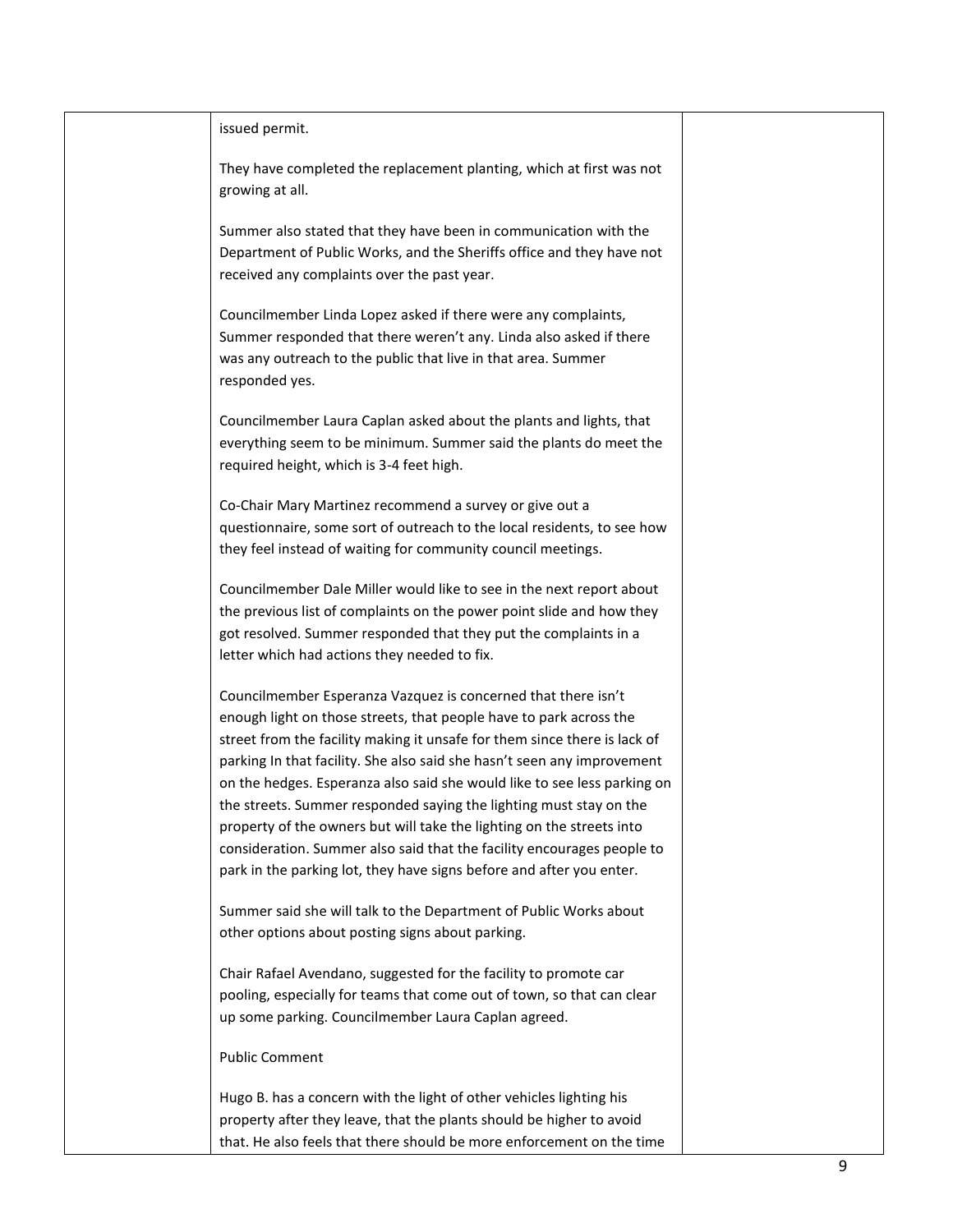| | issued permit.<br><br>They have completed the replacement planting, which at first was not growing at all.<br><br>Summer also stated that they have been in communication with the Department of Public Works, and the Sheriffs office and they have not received any complaints over the past year.<br><br>Councilmember Linda Lopez asked if there were any complaints, Summer responded that there weren't any. Linda also asked if there was any outreach to the public that live in that area. Summer responded yes.<br><br>Councilmember Laura Caplan asked about the plants and lights, that everything seem to be minimum. Summer said the plants do meet the required height, which is 3-4 feet high.<br><br>Co-Chair Mary Martinez recommend a survey or give out a questionnaire, some sort of outreach to the local residents, to see how they feel instead of waiting for community council meetings.<br><br>Councilmember Dale Miller would like to see in the next report about the previous list of complaints on the power point slide and how they got resolved. Summer responded that they put the complaints in a letter which had actions they needed to fix.<br><br>Councilmember Esperanza Vazquez is concerned that there isn't enough light on those streets, that people have to park across the street from the facility making it unsafe for them since there is lack of parking In that facility. She also said she hasn't seen any improvement on the hedges. Esperanza also said she would like to see less parking on the streets. Summer responded saying the lighting must stay on the property of the owners but will take the lighting on the streets into consideration. Summer also said that the facility encourages people to park in the parking lot, they have signs before and after you enter.<br><br>Summer said she will talk to the Department of Public Works about other options about posting signs about parking.<br><br>Chair Rafael Avendano, suggested for the facility to promote car pooling, especially for teams that come out of town, so that can clear up some parking. Councilmember Laura Caplan agreed.<br><br>Public Comment<br><br>Hugo B. has a concern with the light of other vehicles lighting his property after they leave, that the plants should be higher to avoid that. He also feels that there should be more enforcement on the time | |
|---|---|---|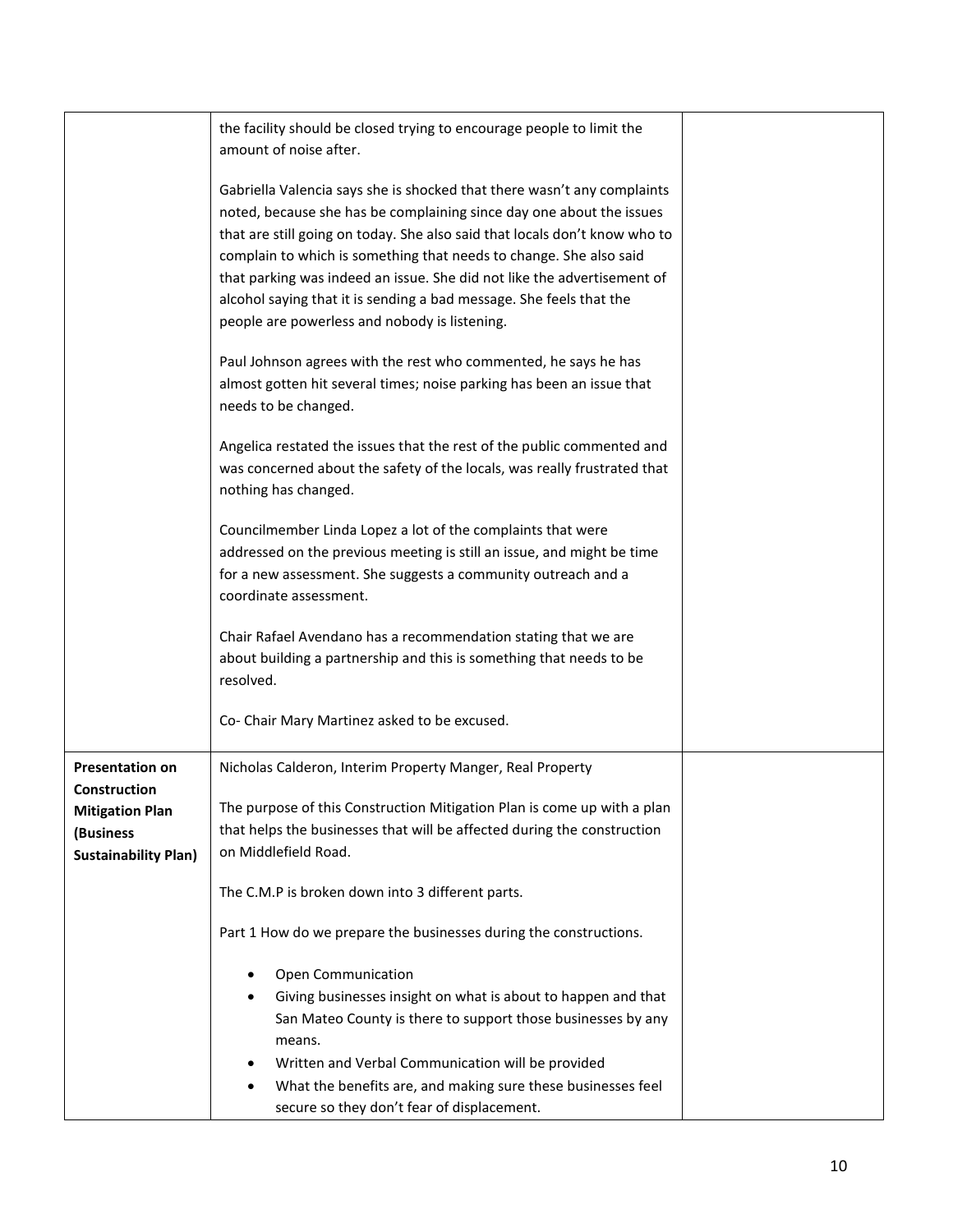| | | |
|---|---|---|
| | the facility should be closed trying to encourage people to limit the amount of noise after.<br><br>Gabriella Valencia says she is shocked that there wasn't any complaints noted, because she has be complaining since day one about the issues that are still going on today. She also said that locals don't know who to complain to which is something that needs to change. She also said that parking was indeed an issue. She did not like the advertisement of alcohol saying that it is sending a bad message. She feels that the people are powerless and nobody is listening.<br><br>Paul Johnson agrees with the rest who commented, he says he has almost gotten hit several times; noise parking has been an issue that needs to be changed.<br><br>Angelica restated the issues that the rest of the public commented and was concerned about the safety of the locals, was really frustrated that nothing has changed.<br><br>Councilmember Linda Lopez a lot of the complaints that were addressed on the previous meeting is still an issue, and might be time for a new assessment. She suggests a community outreach and a coordinate assessment.<br><br>Chair Rafael Avendano has a recommendation stating that we are about building a partnership and this is something that needs to be resolved.<br><br>Co- Chair Mary Martinez asked to be excused. | |
| **Presentation on Construction Mitigation Plan (Business Sustainability Plan)** | Nicholas Calderon, Interim Property Manger, Real Property<br><br>The purpose of this Construction Mitigation Plan is come up with a plan that helps the businesses that will be affected during the construction on Middlefield Road.<br><br>The C.M.P is broken down into 3 different parts.<br><br>Part 1 How do we prepare the businesses during the constructions.<br><br>• Open Communication<br>• Giving businesses insight on what is about to happen and that San Mateo County is there to support those businesses by any means.<br>• Written and Verbal Communication will be provided<br>• What the benefits are, and making sure these businesses feel secure so they don't fear of displacement. | |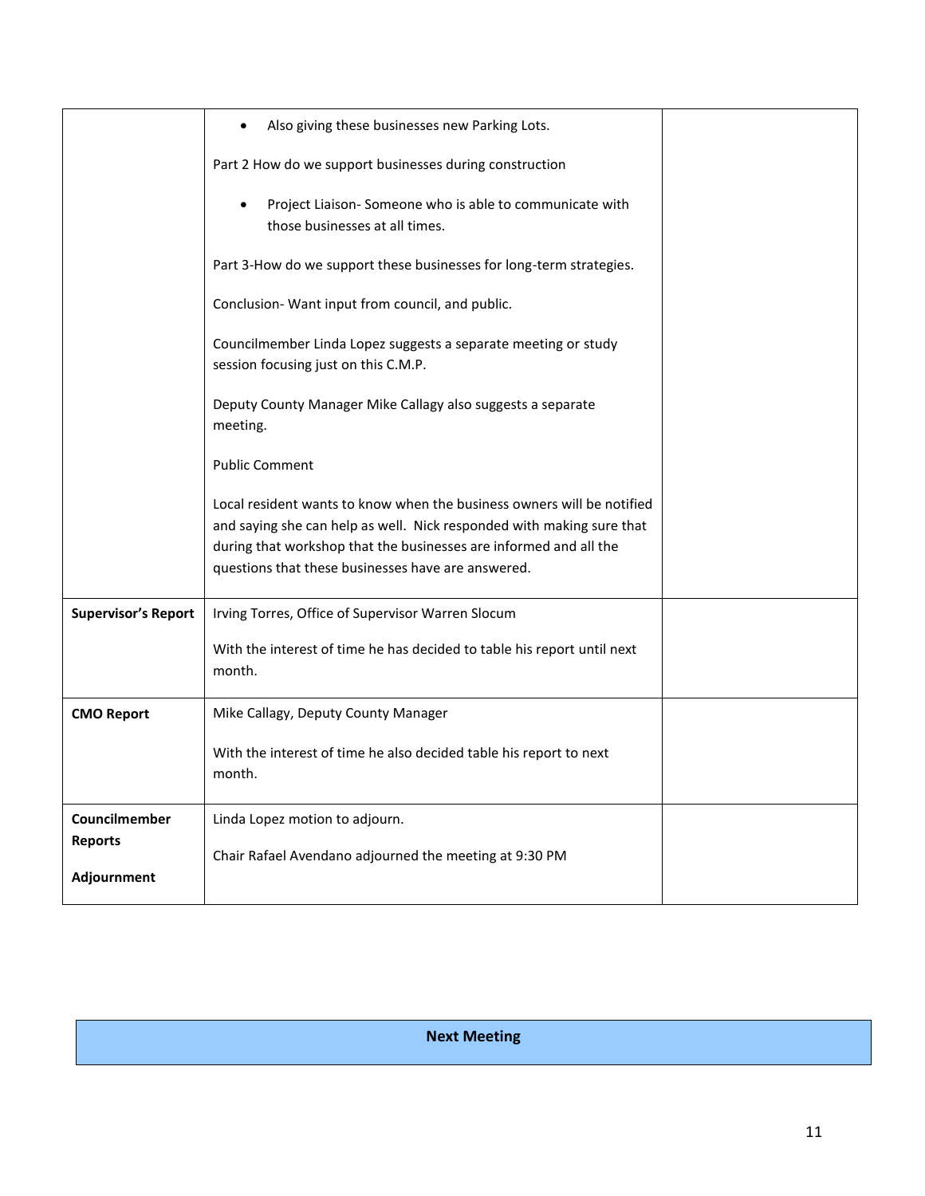| | | |
|---|---|---|
| | • Also giving these businesses new Parking Lots.<br><br>Part 2 How do we support businesses during construction<br><br>• Project Liaison- Someone who is able to communicate with those businesses at all times.<br><br>Part 3-How do we support these businesses for long-term strategies.<br><br>Conclusion- Want input from council, and public.<br><br>Councilmember Linda Lopez suggests a separate meeting or study session focusing just on this C.M.P.<br><br>Deputy County Manager Mike Callagy also suggests a separate meeting.<br><br>Public Comment<br><br>Local resident wants to know when the business owners will be notified and saying she can help as well. Nick responded with making sure that during that workshop that the businesses are informed and all the questions that these businesses have are answered. | |
| **Supervisor's Report** | Irving Torres, Office of Supervisor Warren Slocum<br><br>With the interest of time he has decided to table his report until next month. | |
| **CMO Report** | Mike Callagy, Deputy County Manager<br><br>With the interest of time he also decided table his report to next month. | |
| **Councilmember Reports**<br><br>**Adjournment** | Linda Lopez motion to adjourn.<br><br>Chair Rafael Avendano adjourned the meeting at 9:30 PM | |

| **Next Meeting** |
|---|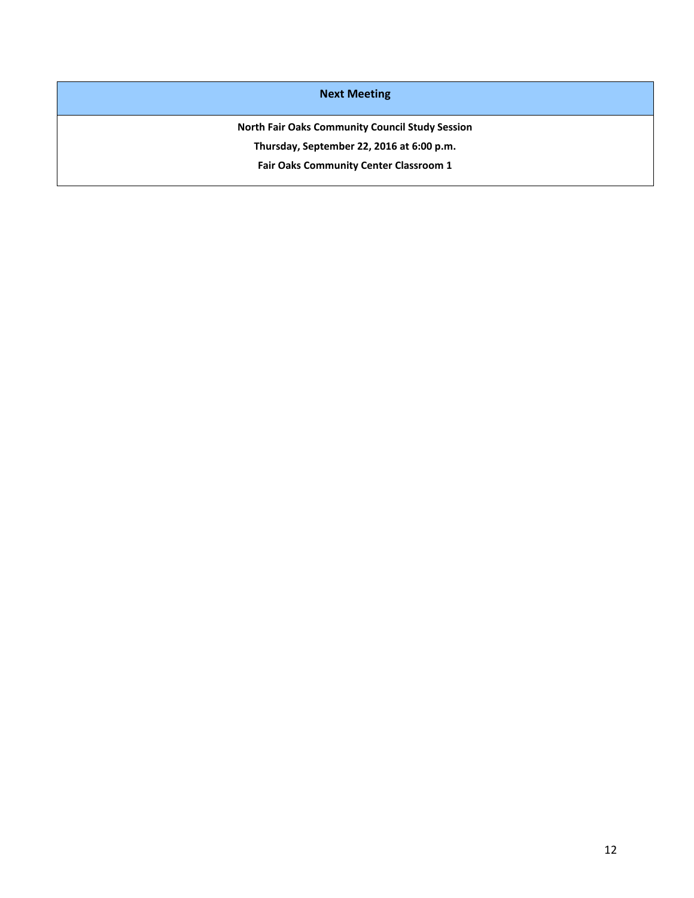## Next Meeting

**North Fair Oaks Community Council Study Session**

**Thursday, September 22, 2016 at 6:00 p.m.**

**Fair Oaks Community Center Classroom 1**